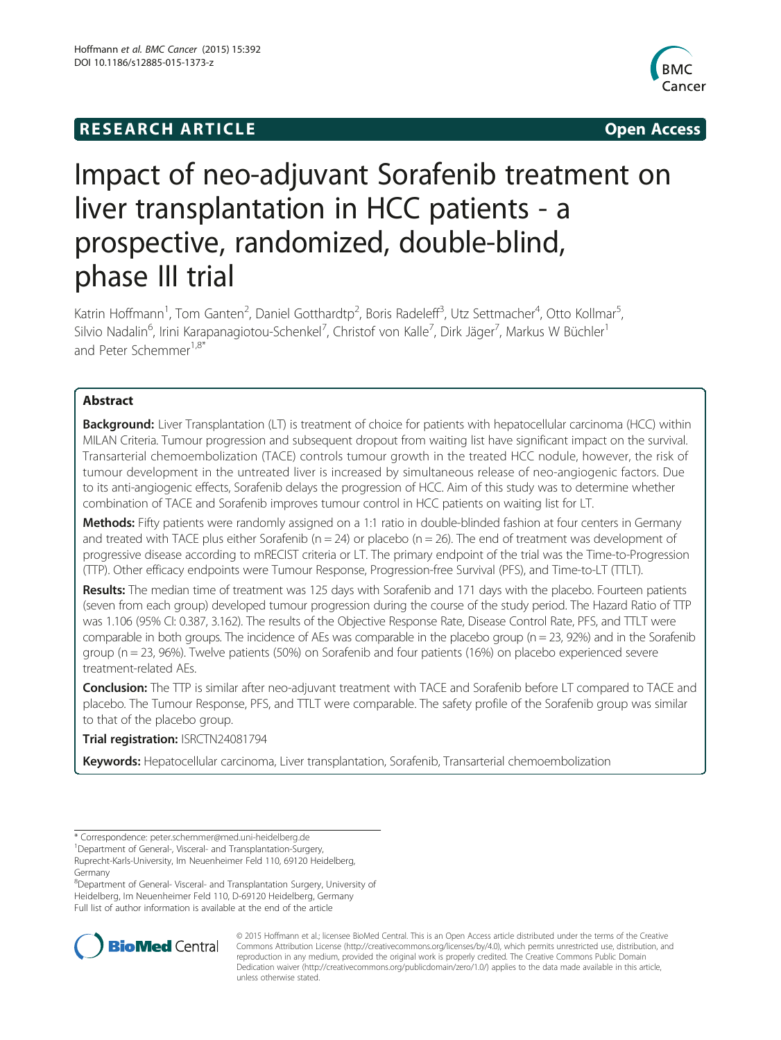RESEARCH ARTICLE

Open Access

# Impact of neo-adjuvant Sorafenib treatment on liver transplantation in HCC patients - a prospective, randomized, double-blind, phase III trial

Katrin Hoffmann[1], Tom Ganten[2], Daniel Gotthardtp[2], Boris Radeleff[3], Utz Settmacher[4], Otto Kollmar[5], Silvio Nadalin[6], Irini Karapanagiotou-Schenkel[7], Christof von Kalle[7], Dirk Jäger[7], Markus W Büchler[1] and Peter Schemmer[1,8*]

## Abstract

**Background:** Liver Transplantation (LT) is treatment of choice for patients with hepatocellular carcinoma (HCC) within MILAN Criteria. Tumour progression and subsequent dropout from waiting list have significant impact on the survival. Transarterial chemoembolization (TACE) controls tumour growth in the treated HCC nodule, however, the risk of tumour development in the untreated liver is increased by simultaneous release of neo-angiogenic factors. Due to its anti-angiogenic effects, Sorafenib delays the progression of HCC. Aim of this study was to determine whether combination of TACE and Sorafenib improves tumour control in HCC patients on waiting list for LT.

**Methods:** Fifty patients were randomly assigned on a 1:1 ratio in double-blinded fashion at four centers in Germany and treated with TACE plus either Sorafenib (n = 24) or placebo (n = 26). The end of treatment was development of progressive disease according to mRECIST criteria or LT. The primary endpoint of the trial was the Time-to-Progression (TTP). Other efficacy endpoints were Tumour Response, Progression-free Survival (PFS), and Time-to-LT (TTLT).

**Results:** The median time of treatment was 125 days with Sorafenib and 171 days with the placebo. Fourteen patients (seven from each group) developed tumour progression during the course of the study period. The Hazard Ratio of TTP was 1.106 (95% CI: 0.387, 3.162). The results of the Objective Response Rate, Disease Control Rate, PFS, and TTLT were comparable in both groups. The incidence of AEs was comparable in the placebo group (n = 23, 92%) and in the Sorafenib group (n = 23, 96%). Twelve patients (50%) on Sorafenib and four patients (16%) on placebo experienced severe treatment-related AEs.

**Conclusion:** The TTP is similar after neo-adjuvant treatment with TACE and Sorafenib before LT compared to TACE and placebo. The Tumour Response, PFS, and TTLT were comparable. The safety profile of the Sorafenib group was similar to that of the placebo group.

**Trial registration:** ISRCTN24081794

**Keywords:** Hepatocellular carcinoma, Liver transplantation, Sorafenib, Transarterial chemoembolization

---

\* Correspondence: peter.schemmer@med.uni-heidelberg.de
[1]Department of General-, Visceral- and Transplantation-Surgery, Ruprecht-Karls-University, Im Neuenheimer Feld 110, 69120 Heidelberg, Germany
[8]Department of General- Visceral- and Transplantation Surgery, University of Heidelberg, Im Neuenheimer Feld 110, D-69120 Heidelberg, Germany
Full list of author information is available at the end of the article

© 2015 Hoffmann et al.; licensee BioMed Central. This is an Open Access article distributed under the terms of the Creative Commons Attribution License (http://creativecommons.org/licenses/by/4.0), which permits unrestricted use, distribution, and reproduction in any medium, provided the original work is properly credited. The Creative Commons Public Domain Dedication waiver (http://creativecommons.org/publicdomain/zero/1.0/) applies to the data made available in this article, unless otherwise stated.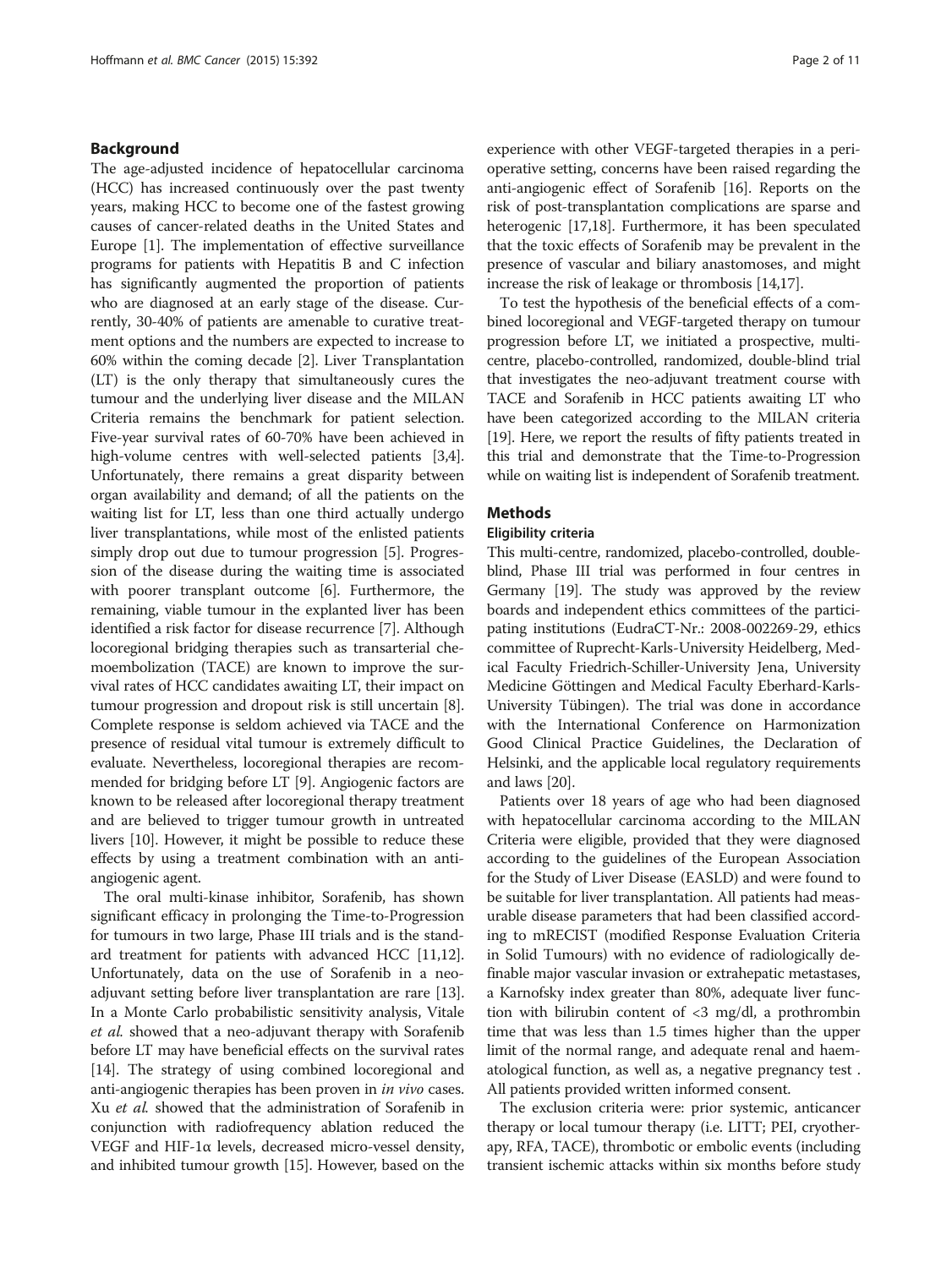## Background

The age-adjusted incidence of hepatocellular carcinoma (HCC) has increased continuously over the past twenty years, making HCC to become one of the fastest growing causes of cancer-related deaths in the United States and Europe [1]. The implementation of effective surveillance programs for patients with Hepatitis B and C infection has significantly augmented the proportion of patients who are diagnosed at an early stage of the disease. Currently, 30-40% of patients are amenable to curative treatment options and the numbers are expected to increase to 60% within the coming decade [2]. Liver Transplantation (LT) is the only therapy that simultaneously cures the tumour and the underlying liver disease and the MILAN Criteria remains the benchmark for patient selection. Five-year survival rates of 60-70% have been achieved in high-volume centres with well-selected patients [3,4]. Unfortunately, there remains a great disparity between organ availability and demand; of all the patients on the waiting list for LT, less than one third actually undergo liver transplantations, while most of the enlisted patients simply drop out due to tumour progression [5]. Progression of the disease during the waiting time is associated with poorer transplant outcome [6]. Furthermore, the remaining, viable tumour in the explanted liver has been identified a risk factor for disease recurrence [7]. Although locoregional bridging therapies such as transarterial chemoembolization (TACE) are known to improve the survival rates of HCC candidates awaiting LT, their impact on tumour progression and dropout risk is still uncertain [8]. Complete response is seldom achieved via TACE and the presence of residual vital tumour is extremely difficult to evaluate. Nevertheless, locoregional therapies are recommended for bridging before LT [9]. Angiogenic factors are known to be released after locoregional therapy treatment and are believed to trigger tumour growth in untreated livers [10]. However, it might be possible to reduce these effects by using a treatment combination with an anti-angiogenic agent.

The oral multi-kinase inhibitor, Sorafenib, has shown significant efficacy in prolonging the Time-to-Progression for tumours in two large, Phase III trials and is the standard treatment for patients with advanced HCC [11,12]. Unfortunately, data on the use of Sorafenib in a neo-adjuvant setting before liver transplantation are rare [13]. In a Monte Carlo probabilistic sensitivity analysis, Vitale *et al*. showed that a neo-adjuvant therapy with Sorafenib before LT may have beneficial effects on the survival rates [14]. The strategy of using combined locoregional and anti-angiogenic therapies has been proven in *in vivo* cases. Xu *et al*. showed that the administration of Sorafenib in conjunction with radiofrequency ablation reduced the VEGF and HIF-1α levels, decreased micro-vessel density, and inhibited tumour growth [15]. However, based on the experience with other VEGF-targeted therapies in a peri-operative setting, concerns have been raised regarding the anti-angiogenic effect of Sorafenib [16]. Reports on the risk of post-transplantation complications are sparse and heterogenic [17,18]. Furthermore, it has been speculated that the toxic effects of Sorafenib may be prevalent in the presence of vascular and biliary anastomoses, and might increase the risk of leakage or thrombosis [14,17].

To test the hypothesis of the beneficial effects of a combined locoregional and VEGF-targeted therapy on tumour progression before LT, we initiated a prospective, multi-centre, placebo-controlled, randomized, double-blind trial that investigates the neo-adjuvant treatment course with TACE and Sorafenib in HCC patients awaiting LT who have been categorized according to the MILAN criteria [19]. Here, we report the results of fifty patients treated in this trial and demonstrate that the Time-to-Progression while on waiting list is independent of Sorafenib treatment.

## Methods

### Eligibility criteria

This multi-centre, randomized, placebo-controlled, double-blind, Phase III trial was performed in four centres in Germany [19]. The study was approved by the review boards and independent ethics committees of the participating institutions (EudraCT-Nr.: 2008-002269-29, ethics committee of Ruprecht-Karls-University Heidelberg, Medical Faculty Friedrich-Schiller-University Jena, University Medicine Göttingen and Medical Faculty Eberhard-Karls-University Tübingen). The trial was done in accordance with the International Conference on Harmonization Good Clinical Practice Guidelines, the Declaration of Helsinki, and the applicable local regulatory requirements and laws [20].

Patients over 18 years of age who had been diagnosed with hepatocellular carcinoma according to the MILAN Criteria were eligible, provided that they were diagnosed according to the guidelines of the European Association for the Study of Liver Disease (EASLD) and were found to be suitable for liver transplantation. All patients had measurable disease parameters that had been classified according to mRECIST (modified Response Evaluation Criteria in Solid Tumours) with no evidence of radiologically definable major vascular invasion or extrahepatic metastases, a Karnofsky index greater than 80%, adequate liver function with bilirubin content of <3 mg/dl, a prothrombin time that was less than 1.5 times higher than the upper limit of the normal range, and adequate renal and haematological function, as well as, a negative pregnancy test . All patients provided written informed consent.

The exclusion criteria were: prior systemic, anticancer therapy or local tumour therapy (i.e. LITT; PEI, cryotherapy, RFA, TACE), thrombotic or embolic events (including transient ischemic attacks within six months before study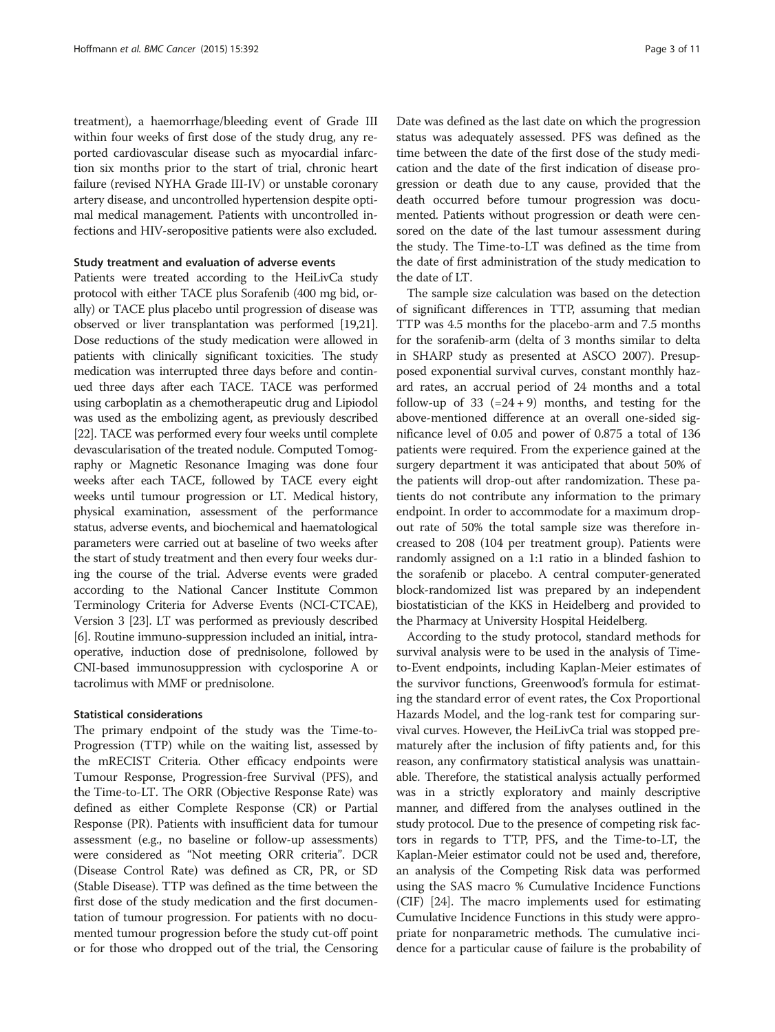treatment), a haemorrhage/bleeding event of Grade III within four weeks of first dose of the study drug, any reported cardiovascular disease such as myocardial infarction six months prior to the start of trial, chronic heart failure (revised NYHA Grade III-IV) or unstable coronary artery disease, and uncontrolled hypertension despite optimal medical management. Patients with uncontrolled infections and HIV-seropositive patients were also excluded.

### Study treatment and evaluation of adverse events

Patients were treated according to the HeiLivCa study protocol with either TACE plus Sorafenib (400 mg bid, orally) or TACE plus placebo until progression of disease was observed or liver transplantation was performed [19,21]. Dose reductions of the study medication were allowed in patients with clinically significant toxicities. The study medication was interrupted three days before and continued three days after each TACE. TACE was performed using carboplatin as a chemotherapeutic drug and Lipiodol was used as the embolizing agent, as previously described [22]. TACE was performed every four weeks until complete devascularisation of the treated nodule. Computed Tomography or Magnetic Resonance Imaging was done four weeks after each TACE, followed by TACE every eight weeks until tumour progression or LT. Medical history, physical examination, assessment of the performance status, adverse events, and biochemical and haematological parameters were carried out at baseline of two weeks after the start of study treatment and then every four weeks during the course of the trial. Adverse events were graded according to the National Cancer Institute Common Terminology Criteria for Adverse Events (NCI-CTCAE), Version 3 [23]. LT was performed as previously described [6]. Routine immuno-suppression included an initial, intraoperative, induction dose of prednisolone, followed by CNI-based immunosuppression with cyclosporine A or tacrolimus with MMF or prednisolone.

### Statistical considerations

The primary endpoint of the study was the Time-to-Progression (TTP) while on the waiting list, assessed by the mRECIST Criteria. Other efficacy endpoints were Tumour Response, Progression-free Survival (PFS), and the Time-to-LT. The ORR (Objective Response Rate) was defined as either Complete Response (CR) or Partial Response (PR). Patients with insufficient data for tumour assessment (e.g., no baseline or follow-up assessments) were considered as "Not meeting ORR criteria". DCR (Disease Control Rate) was defined as CR, PR, or SD (Stable Disease). TTP was defined as the time between the first dose of the study medication and the first documentation of tumour progression. For patients with no documented tumour progression before the study cut-off point or for those who dropped out of the trial, the Censoring Date was defined as the last date on which the progression status was adequately assessed. PFS was defined as the time between the date of the first dose of the study medication and the date of the first indication of disease progression or death due to any cause, provided that the death occurred before tumour progression was documented. Patients without progression or death were censored on the date of the last tumour assessment during the study. The Time-to-LT was defined as the time from the date of first administration of the study medication to the date of LT.

The sample size calculation was based on the detection of significant differences in TTP, assuming that median TTP was 4.5 months for the placebo-arm and 7.5 months for the sorafenib-arm (delta of 3 months similar to delta in SHARP study as presented at ASCO 2007). Presupposed exponential survival curves, constant monthly hazard rates, an accrual period of 24 months and a total follow-up of 33 (=24 + 9) months, and testing for the above-mentioned difference at an overall one-sided significance level of 0.05 and power of 0.875 a total of 136 patients were required. From the experience gained at the surgery department it was anticipated that about 50% of the patients will drop-out after randomization. These patients do not contribute any information to the primary endpoint. In order to accommodate for a maximum dropout rate of 50% the total sample size was therefore increased to 208 (104 per treatment group). Patients were randomly assigned on a 1:1 ratio in a blinded fashion to the sorafenib or placebo. A central computer-generated block-randomized list was prepared by an independent biostatistician of the KKS in Heidelberg and provided to the Pharmacy at University Hospital Heidelberg.

According to the study protocol, standard methods for survival analysis were to be used in the analysis of Time-to-Event endpoints, including Kaplan-Meier estimates of the survivor functions, Greenwood's formula for estimating the standard error of event rates, the Cox Proportional Hazards Model, and the log-rank test for comparing survival curves. However, the HeiLivCa trial was stopped prematurely after the inclusion of fifty patients and, for this reason, any confirmatory statistical analysis was unattainable. Therefore, the statistical analysis actually performed was in a strictly exploratory and mainly descriptive manner, and differed from the analyses outlined in the study protocol. Due to the presence of competing risk factors in regards to TTP, PFS, and the Time-to-LT, the Kaplan-Meier estimator could not be used and, therefore, an analysis of the Competing Risk data was performed using the SAS macro % Cumulative Incidence Functions (CIF) [24]. The macro implements used for estimating Cumulative Incidence Functions in this study were appropriate for nonparametric methods. The cumulative incidence for a particular cause of failure is the probability of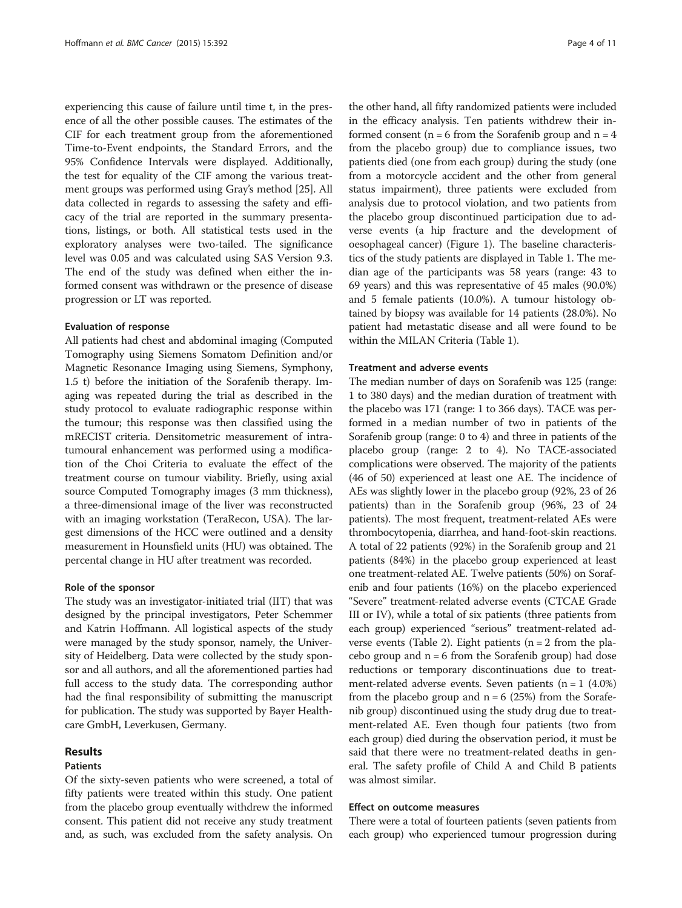experiencing this cause of failure until time t, in the presence of all the other possible causes. The estimates of the CIF for each treatment group from the aforementioned Time-to-Event endpoints, the Standard Errors, and the 95% Confidence Intervals were displayed. Additionally, the test for equality of the CIF among the various treatment groups was performed using Gray's method [25]. All data collected in regards to assessing the safety and efficacy of the trial are reported in the summary presentations, listings, or both. All statistical tests used in the exploratory analyses were two-tailed. The significance level was 0.05 and was calculated using SAS Version 9.3. The end of the study was defined when either the informed consent was withdrawn or the presence of disease progression or LT was reported.

### Evaluation of response

All patients had chest and abdominal imaging (Computed Tomography using Siemens Somatom Definition and/or Magnetic Resonance Imaging using Siemens, Symphony, 1.5 t) before the initiation of the Sorafenib therapy. Imaging was repeated during the trial as described in the study protocol to evaluate radiographic response within the tumour; this response was then classified using the mRECIST criteria. Densitometric measurement of intratumoural enhancement was performed using a modification of the Choi Criteria to evaluate the effect of the treatment course on tumour viability. Briefly, using axial source Computed Tomography images (3 mm thickness), a three-dimensional image of the liver was reconstructed with an imaging workstation (TeraRecon, USA). The largest dimensions of the HCC were outlined and a density measurement in Hounsfield units (HU) was obtained. The percental change in HU after treatment was recorded.

### Role of the sponsor

The study was an investigator-initiated trial (IIT) that was designed by the principal investigators, Peter Schemmer and Katrin Hoffmann. All logistical aspects of the study were managed by the study sponsor, namely, the University of Heidelberg. Data were collected by the study sponsor and all authors, and all the aforementioned parties had full access to the study data. The corresponding author had the final responsibility of submitting the manuscript for publication. The study was supported by Bayer Healthcare GmbH, Leverkusen, Germany.

## Results

### Patients

Of the sixty-seven patients who were screened, a total of fifty patients were treated within this study. One patient from the placebo group eventually withdrew the informed consent. This patient did not receive any study treatment and, as such, was excluded from the safety analysis. On the other hand, all fifty randomized patients were included in the efficacy analysis. Ten patients withdrew their informed consent (n = 6 from the Sorafenib group and n = 4 from the placebo group) due to compliance issues, two patients died (one from each group) during the study (one from a motorcycle accident and the other from general status impairment), three patients were excluded from analysis due to protocol violation, and two patients from the placebo group discontinued participation due to adverse events (a hip fracture and the development of oesophageal cancer) (Figure 1). The baseline characteristics of the study patients are displayed in Table 1. The median age of the participants was 58 years (range: 43 to 69 years) and this was representative of 45 males (90.0%) and 5 female patients (10.0%). A tumour histology obtained by biopsy was available for 14 patients (28.0%). No patient had metastatic disease and all were found to be within the MILAN Criteria (Table 1).

### Treatment and adverse events

The median number of days on Sorafenib was 125 (range: 1 to 380 days) and the median duration of treatment with the placebo was 171 (range: 1 to 366 days). TACE was performed in a median number of two in patients of the Sorafenib group (range: 0 to 4) and three in patients of the placebo group (range: 2 to 4). No TACE-associated complications were observed. The majority of the patients (46 of 50) experienced at least one AE. The incidence of AEs was slightly lower in the placebo group (92%, 23 of 26 patients) than in the Sorafenib group (96%, 23 of 24 patients). The most frequent, treatment-related AEs were thrombocytopenia, diarrhea, and hand-foot-skin reactions. A total of 22 patients (92%) in the Sorafenib group and 21 patients (84%) in the placebo group experienced at least one treatment-related AE. Twelve patients (50%) on Sorafenib and four patients (16%) on the placebo experienced "Severe" treatment-related adverse events (CTCAE Grade III or IV), while a total of six patients (three patients from each group) experienced "serious" treatment-related adverse events (Table 2). Eight patients (n = 2 from the placebo group and n = 6 from the Sorafenib group) had dose reductions or temporary discontinuations due to treatment-related adverse events. Seven patients (n = 1 (4.0%) from the placebo group and n = 6 (25%) from the Sorafenib group) discontinued using the study drug due to treatment-related AE. Even though four patients (two from each group) died during the observation period, it must be said that there were no treatment-related deaths in general. The safety profile of Child A and Child B patients was almost similar.

### Effect on outcome measures

There were a total of fourteen patients (seven patients from each group) who experienced tumour progression during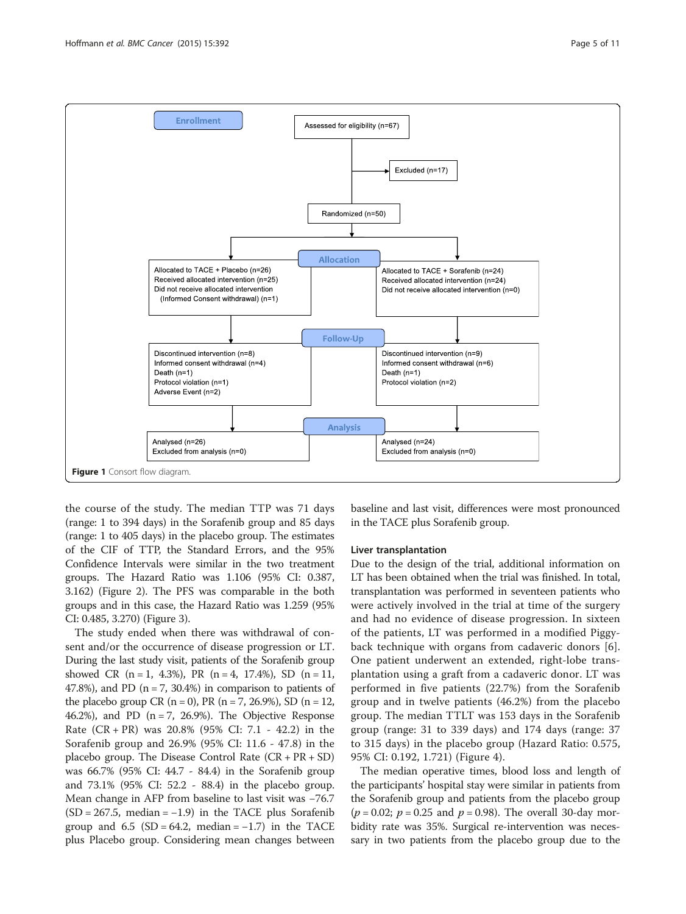Enrollment

Assessed for eligibility (n=67)

Excluded (n=17)

Randomized (n=50)

Allocation

| TACE + Placebo | TACE + Sorafenib |
|---|---|
| Allocated to TACE + Placebo (n=26) | Allocated to TACE + Sorafenib (n=24) |
| Received allocated intervention (n=25) | Received allocated intervention (n=24) |
| Did not receive allocated intervention (Informed Consent withdrawal) (n=1) | Did not receive allocated intervention (n=0) |

Follow-Up

| TACE + Placebo | TACE + Sorafenib |
|---|---|
| Discontinued intervention (n=8) | Discontinued intervention (n=9) |
| Informed consent withdrawal (n=4) | Informed consent withdrawal (n=6) |
| Death (n=1) | Death (n=1) |
| Protocol violation (n=1) | Protocol violation (n=2) |
| Adverse Event (n=2) | |

Analysis

| TACE + Placebo | TACE + Sorafenib |
|---|---|
| Analysed (n=26) | Analysed (n=24) |
| Excluded from analysis (n=0) | Excluded from analysis (n=0) |

**Figure 1** Consort flow diagram.

the course of the study. The median TTP was 71 days (range: 1 to 394 days) in the Sorafenib group and 85 days (range: 1 to 405 days) in the placebo group. The estimates of the CIF of TTP, the Standard Errors, and the 95% Confidence Intervals were similar in the two treatment groups. The Hazard Ratio was 1.106 (95% CI: 0.387, 3.162) (Figure 2). The PFS was comparable in the both groups and in this case, the Hazard Ratio was 1.259 (95% CI: 0.485, 3.270) (Figure 3).

The study ended when there was withdrawal of consent and/or the occurrence of disease progression or LT. During the last study visit, patients of the Sorafenib group showed CR (n = 1, 4.3%), PR (n = 4, 17.4%), SD (n = 11, 47.8%), and PD (n = 7, 30.4%) in comparison to patients of the placebo group CR (n = 0), PR (n = 7, 26.9%), SD (n = 12, 46.2%), and PD (n = 7, 26.9%). The Objective Response Rate (CR + PR) was 20.8% (95% CI: 7.1 - 42.2) in the Sorafenib group and 26.9% (95% CI: 11.6 - 47.8) in the placebo group. The Disease Control Rate (CR + PR + SD) was 66.7% (95% CI: 44.7 - 84.4) in the Sorafenib group and 73.1% (95% CI: 52.2 - 88.4) in the placebo group. Mean change in AFP from baseline to last visit was −76.7 (SD = 267.5, median = −1.9) in the TACE plus Sorafenib group and 6.5 (SD = 64.2, median = −1.7) in the TACE plus Placebo group. Considering mean changes between baseline and last visit, differences were most pronounced in the TACE plus Sorafenib group.

### Liver transplantation

Due to the design of the trial, additional information on LT has been obtained when the trial was finished. In total, transplantation was performed in seventeen patients who were actively involved in the trial at time of the surgery and had no evidence of disease progression. In sixteen of the patients, LT was performed in a modified Piggyback technique with organs from cadaveric donors [6]. One patient underwent an extended, right-lobe transplantation using a graft from a cadaveric donor. LT was performed in five patients (22.7%) from the Sorafenib group and in twelve patients (46.2%) from the placebo group. The median TTLT was 153 days in the Sorafenib group (range: 31 to 339 days) and 174 days (range: 37 to 315 days) in the placebo group (Hazard Ratio: 0.575, 95% CI: 0.192, 1.721) (Figure 4).

The median operative times, blood loss and length of the participants' hospital stay were similar in patients from the Sorafenib group and patients from the placebo group ($p = 0.02$; $p = 0.25$ and $p = 0.98$). The overall 30-day morbidity rate was 35%. Surgical re-intervention was necessary in two patients from the placebo group due to the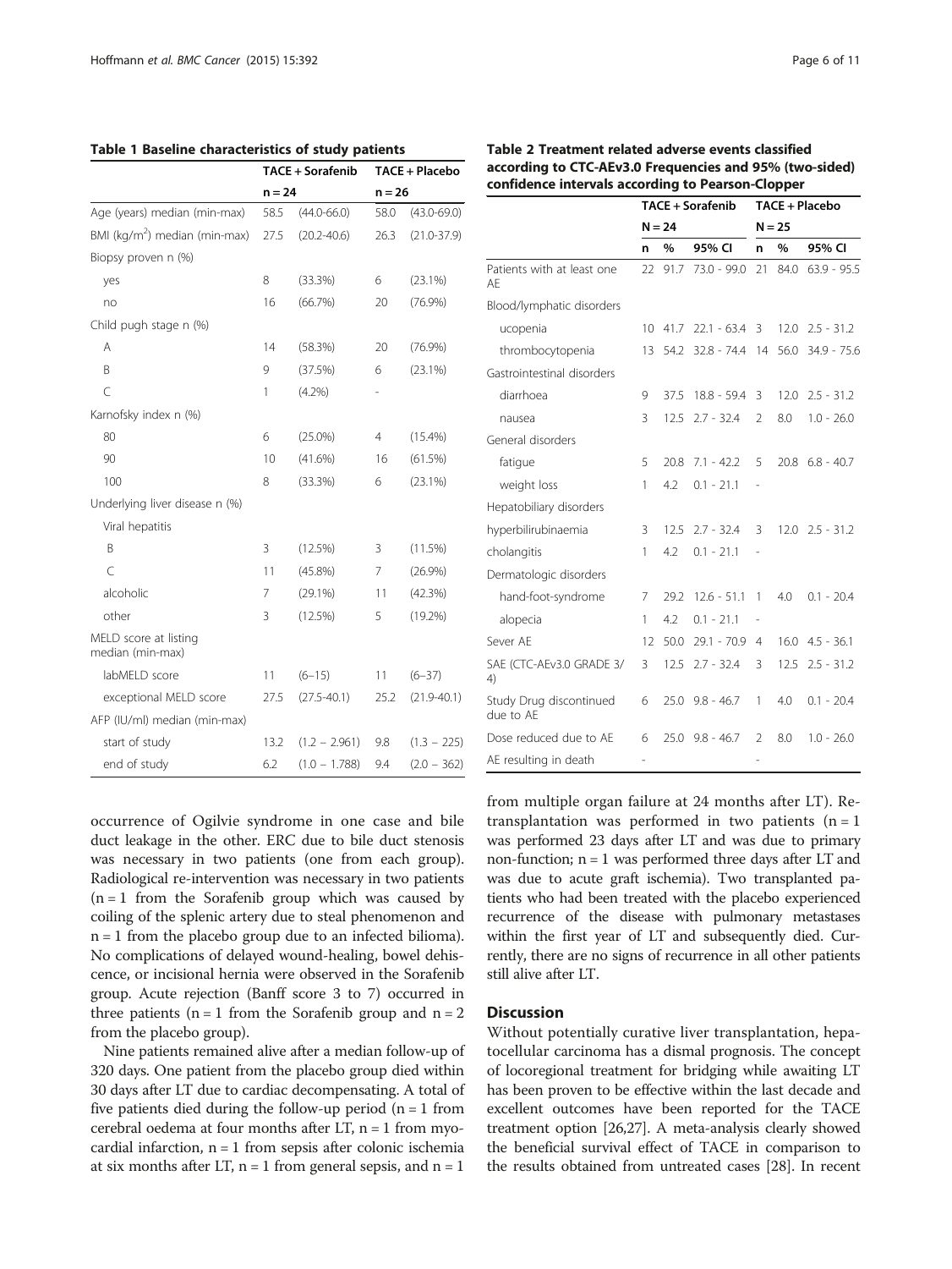**Table 1 Baseline characteristics of study patients**

| | TACE + Sorafenib | | TACE + Placebo | |
|---|---|---|---|---|
| | n = 24 | | n = 26 | |
| Age (years) median (min-max) | 58.5 | (44.0-66.0) | 58.0 | (43.0-69.0) |
| BMI (kg/m$^2$) median (min-max) | 27.5 | (20.2-40.6) | 26.3 | (21.0-37.9) |
| Biopsy proven n (%) | | | | |
| yes | 8 | (33.3%) | 6 | (23.1%) |
| no | 16 | (66.7%) | 20 | (76.9%) |
| Child pugh stage n (%) | | | | |
| A | 14 | (58.3%) | 20 | (76.9%) |
| B | 9 | (37.5%) | 6 | (23.1%) |
| C | 1 | (4.2%) | - | |
| Karnofsky index n (%) | | | | |
| 80 | 6 | (25.0%) | 4 | (15.4%) |
| 90 | 10 | (41.6%) | 16 | (61.5%) |
| 100 | 8 | (33.3%) | 6 | (23.1%) |
| Underlying liver disease n (%) | | | | |
| Viral hepatitis | | | | |
| B | 3 | (12.5%) | 3 | (11.5%) |
| C | 11 | (45.8%) | 7 | (26.9%) |
| alcoholic | 7 | (29.1%) | 11 | (42.3%) |
| other | 3 | (12.5%) | 5 | (19.2%) |
| MELD score at listing median (min-max) | | | | |
| labMELD score | 11 | (6–15) | 11 | (6–37) |
| exceptional MELD score | 27.5 | (27.5-40.1) | 25.2 | (21.9-40.1) |
| AFP (IU/ml) median (min-max) | | | | |
| start of study | 13.2 | (1.2 – 2.961) | 9.8 | (1.3 – 225) |
| end of study | 6.2 | (1.0 – 1.788) | 9.4 | (2.0 – 362) |

**Table 2 Treatment related adverse events classified according to CTC-AEv3.0 Frequencies and 95% (two-sided) confidence intervals according to Pearson-Clopper**

| | TACE + Sorafenib | | | TACE + Placebo | | |
|---|---|---|---|---|---|---|
| | N = 24 | | | N = 25 | | |
| | n | % | 95% CI | n | % | 95% CI |
| Patients with at least one AE | 22 | 91.7 | 73.0 - 99.0 | 21 | 84.0 | 63.9 - 95.5 |
| Blood/lymphatic disorders | | | | | | |
| ucopenia | 10 | 41.7 | 22.1 - 63.4 | 3 | 12.0 | 2.5 - 31.2 |
| thrombocytopenia | 13 | 54.2 | 32.8 - 74.4 | 14 | 56.0 | 34.9 - 75.6 |
| Gastrointestinal disorders | | | | | | |
| diarrhoea | 9 | 37.5 | 18.8 - 59.4 | 3 | 12.0 | 2.5 - 31.2 |
| nausea | 3 | 12.5 | 2.7 - 32.4 | 2 | 8.0 | 1.0 - 26.0 |
| General disorders | | | | | | |
| fatigue | 5 | 20.8 | 7.1 - 42.2 | 5 | 20.8 | 6.8 - 40.7 |
| weight loss | 1 | 4.2 | 0.1 - 21.1 | - | | |
| Hepatobiliary disorders | | | | | | |
| hyperbilirubinaemia | 3 | 12.5 | 2.7 - 32.4 | 3 | 12.0 | 2.5 - 31.2 |
| cholangitis | 1 | 4.2 | 0.1 - 21.1 | - | | |
| Dermatologic disorders | | | | | | |
| hand-foot-syndrome | 7 | 29.2 | 12.6 - 51.1 | 1 | 4.0 | 0.1 - 20.4 |
| alopecia | 1 | 4.2 | 0.1 - 21.1 | - | | |
| Sever AE | 12 | 50.0 | 29.1 - 70.9 | 4 | 16.0 | 4.5 - 36.1 |
| SAE (CTC-AEv3.0 GRADE 3/4) | 3 | 12.5 | 2.7 - 32.4 | 3 | 12.5 | 2.5 - 31.2 |
| Study Drug discontinued due to AE | 6 | 25.0 | 9.8 - 46.7 | 1 | 4.0 | 0.1 - 20.4 |
| Dose reduced due to AE | 6 | 25.0 | 9.8 - 46.7 | 2 | 8.0 | 1.0 - 26.0 |
| AE resulting in death | - | | | - | | |

occurrence of Ogilvie syndrome in one case and bile duct leakage in the other. ERC due to bile duct stenosis was necessary in two patients (one from each group). Radiological re-intervention was necessary in two patients (n = 1 from the Sorafenib group which was caused by coiling of the splenic artery due to steal phenomenon and n = 1 from the placebo group due to an infected bilioma). No complications of delayed wound-healing, bowel dehiscence, or incisional hernia were observed in the Sorafenib group. Acute rejection (Banff score 3 to 7) occurred in three patients (n = 1 from the Sorafenib group and n = 2 from the placebo group).

Nine patients remained alive after a median follow-up of 320 days. One patient from the placebo group died within 30 days after LT due to cardiac decompensating. A total of five patients died during the follow-up period (n = 1 from cerebral oedema at four months after LT, n = 1 from myocardial infarction, n = 1 from sepsis after colonic ischemia at six months after LT, n = 1 from general sepsis, and n = 1 from multiple organ failure at 24 months after LT). Retransplantation was performed in two patients (n = 1 was performed 23 days after LT and was due to primary non-function; n = 1 was performed three days after LT and was due to acute graft ischemia). Two transplanted patients who had been treated with the placebo experienced recurrence of the disease with pulmonary metastases within the first year of LT and subsequently died. Currently, there are no signs of recurrence in all other patients still alive after LT.

## Discussion

Without potentially curative liver transplantation, hepatocellular carcinoma has a dismal prognosis. The concept of locoregional treatment for bridging while awaiting LT has been proven to be effective within the last decade and excellent outcomes have been reported for the TACE treatment option [26,27]. A meta-analysis clearly showed the beneficial survival effect of TACE in comparison to the results obtained from untreated cases [28]. In recent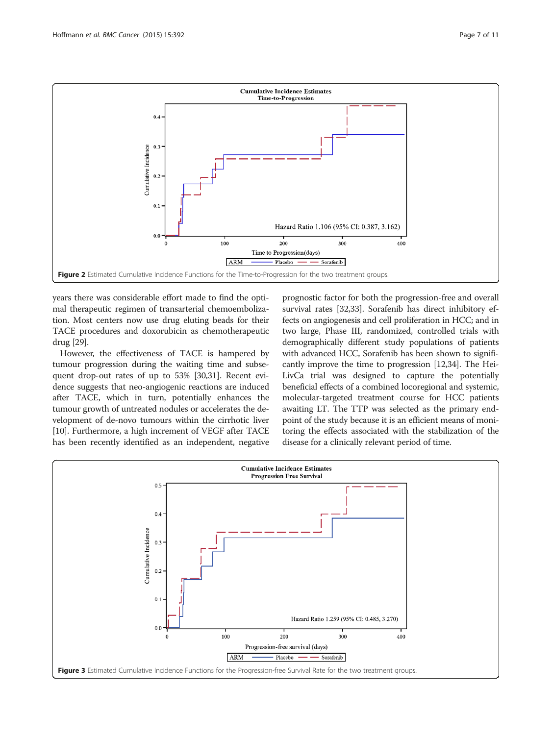Figure 2 Estimated Cumulative Incidence Functions for the Time-to-Progression for the two treatment groups.

years there was considerable effort made to find the optimal therapeutic regimen of transarterial chemoembolization. Most centers now use drug eluting beads for their TACE procedures and doxorubicin as chemotherapeutic drug [29].

However, the effectiveness of TACE is hampered by tumour progression during the waiting time and subsequent drop-out rates of up to 53% [30,31]. Recent evidence suggests that neo-angiogenic reactions are induced after TACE, which in turn, potentially enhances the tumour growth of untreated nodules or accelerates the development of de-novo tumours within the cirrhotic liver [10]. Furthermore, a high increment of VEGF after TACE has been recently identified as an independent, negative prognostic factor for both the progression-free and overall survival rates [32,33]. Sorafenib has direct inhibitory effects on angiogenesis and cell proliferation in HCC; and in two large, Phase III, randomized, controlled trials with demographically different study populations of patients with advanced HCC, Sorafenib has been shown to significantly improve the time to progression [12,34]. The HeiLivCa trial was designed to capture the potentially beneficial effects of a combined locoregional and systemic, molecular-targeted treatment course for HCC patients awaiting LT. The TTP was selected as the primary endpoint of the study because it is an efficient means of monitoring the effects associated with the stabilization of the disease for a clinically relevant period of time.

Figure 3 Estimated Cumulative Incidence Functions for the Progression-free Survival Rate for the two treatment groups.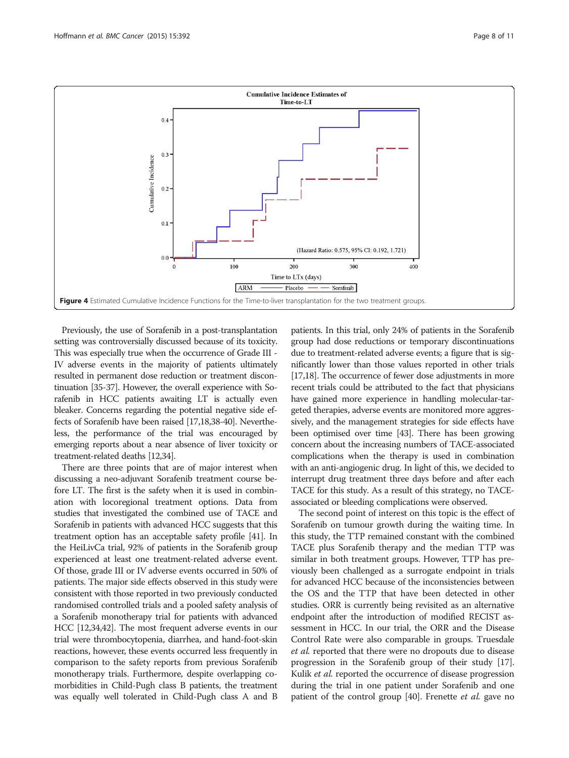**Figure 4** Estimated Cumulative Incidence Functions for the Time-to-liver transplantation for the two treatment groups.

Previously, the use of Sorafenib in a post-transplantation setting was controversially discussed because of its toxicity. This was especially true when the occurrence of Grade III - IV adverse events in the majority of patients ultimately resulted in permanent dose reduction or treatment discontinuation [35-37]. However, the overall experience with Sorafenib in HCC patients awaiting LT is actually even bleaker. Concerns regarding the potential negative side effects of Sorafenib have been raised [17,18,38-40]. Nevertheless, the performance of the trial was encouraged by emerging reports about a near absence of liver toxicity or treatment-related deaths [12,34].

There are three points that are of major interest when discussing a neo-adjuvant Sorafenib treatment course before LT. The first is the safety when it is used in combination with locoregional treatment options. Data from studies that investigated the combined use of TACE and Sorafenib in patients with advanced HCC suggests that this treatment option has an acceptable safety profile [41]. In the HeiLivCa trial, 92% of patients in the Sorafenib group experienced at least one treatment-related adverse event. Of those, grade III or IV adverse events occurred in 50% of patients. The major side effects observed in this study were consistent with those reported in two previously conducted randomised controlled trials and a pooled safety analysis of a Sorafenib monotherapy trial for patients with advanced HCC [12,34,42]. The most frequent adverse events in our trial were thrombocytopenia, diarrhea, and hand-foot-skin reactions, however, these events occurred less frequently in comparison to the safety reports from previous Sorafenib monotherapy trials. Furthermore, despite overlapping co-morbidities in Child-Pugh class B patients, the treatment was equally well tolerated in Child-Pugh class A and B patients. In this trial, only 24% of patients in the Sorafenib group had dose reductions or temporary discontinuations due to treatment-related adverse events; a figure that is significantly lower than those values reported in other trials [17,18]. The occurrence of fewer dose adjustments in more recent trials could be attributed to the fact that physicians have gained more experience in handling molecular-targeted therapies, adverse events are monitored more aggressively, and the management strategies for side effects have been optimised over time [43]. There has been growing concern about the increasing numbers of TACE-associated complications when the therapy is used in combination with an anti-angiogenic drug. In light of this, we decided to interrupt drug treatment three days before and after each TACE for this study. As a result of this strategy, no TACE-associated or bleeding complications were observed.

The second point of interest on this topic is the effect of Sorafenib on tumour growth during the waiting time. In this study, the TTP remained constant with the combined TACE plus Sorafenib therapy and the median TTP was similar in both treatment groups. However, TTP has previously been challenged as a surrogate endpoint in trials for advanced HCC because of the inconsistencies between the OS and the TTP that have been detected in other studies. ORR is currently being revisited as an alternative endpoint after the introduction of modified RECIST assessment in HCC. In our trial, the ORR and the Disease Control Rate were also comparable in groups. Truesdale *et al.* reported that there were no dropouts due to disease progression in the Sorafenib group of their study [17]. Kulik *et al.* reported the occurrence of disease progression during the trial in one patient under Sorafenib and one patient of the control group [40]. Frenette *et al.* gave no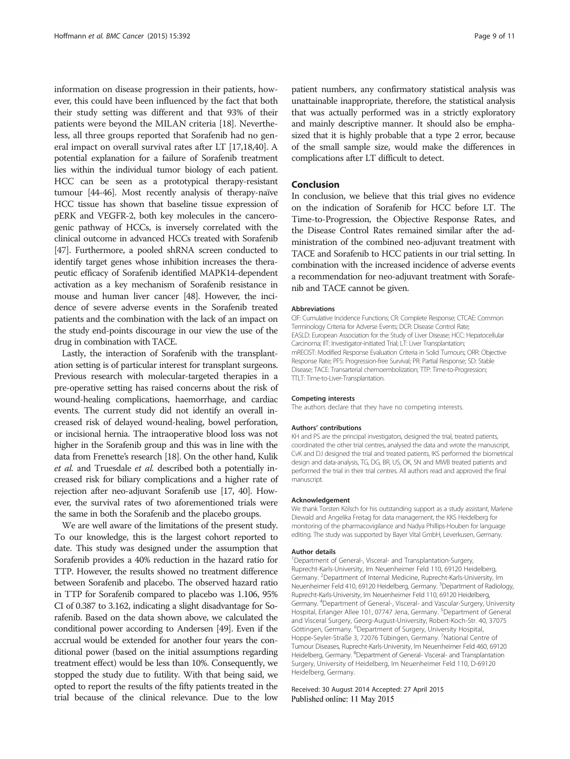information on disease progression in their patients, however, this could have been influenced by the fact that both their study setting was different and that 93% of their patients were beyond the MILAN criteria [18]. Nevertheless, all three groups reported that Sorafenib had no general impact on overall survival rates after LT [17,18,40]. A potential explanation for a failure of Sorafenib treatment lies within the individual tumor biology of each patient. HCC can be seen as a prototypical therapy-resistant tumour [44-46]. Most recently analysis of therapy-naïve HCC tissue has shown that baseline tissue expression of pERK and VEGFR-2, both key molecules in the cancerogenic pathway of HCCs, is inversely correlated with the clinical outcome in advanced HCCs treated with Sorafenib [47]. Furthermore, a pooled shRNA screen conducted to identify target genes whose inhibition increases the therapeutic efficacy of Sorafenib identified MAPK14-dependent activation as a key mechanism of Sorafenib resistance in mouse and human liver cancer [48]. However, the incidence of severe adverse events in the Sorafenib treated patients and the combination with the lack of an impact on the study end-points discourage in our view the use of the drug in combination with TACE.

Lastly, the interaction of Sorafenib with the transplantation setting is of particular interest for transplant surgeons. Previous research with molecular-targeted therapies in a pre-operative setting has raised concerns about the risk of wound-healing complications, haemorrhage, and cardiac events. The current study did not identify an overall increased risk of delayed wound-healing, bowel perforation, or incisional hernia. The intraoperative blood loss was not higher in the Sorafenib group and this was in line with the data from Frenette's research [18]. On the other hand, Kulik *et al.* and Truesdale *et al.* described both a potentially increased risk for biliary complications and a higher rate of rejection after neo-adjuvant Sorafenib use [17, 40]. However, the survival rates of two aforementioned trials were the same in both the Sorafenib and the placebo groups.

We are well aware of the limitations of the present study. To our knowledge, this is the largest cohort reported to date. This study was designed under the assumption that Sorafenib provides a 40% reduction in the hazard ratio for TTP. However, the results showed no treatment difference between Sorafenib and placebo. The observed hazard ratio in TTP for Sorafenib compared to placebo was 1.106, 95% CI of 0.387 to 3.162, indicating a slight disadvantage for Sorafenib. Based on the data shown above, we calculated the conditional power according to Andersen [49]. Even if the accrual would be extended for another four years the conditional power (based on the initial assumptions regarding treatment effect) would be less than 10%. Consequently, we stopped the study due to futility. With that being said, we opted to report the results of the fifty patients treated in the trial because of the clinical relevance. Due to the low patient numbers, any confirmatory statistical analysis was unattainable inappropriate, therefore, the statistical analysis that was actually performed was in a strictly exploratory and mainly descriptive manner. It should also be emphasized that it is highly probable that a type 2 error, because of the small sample size, would make the differences in complications after LT difficult to detect.

## Conclusion

In conclusion, we believe that this trial gives no evidence on the indication of Sorafenib for HCC before LT. The Time-to-Progression, the Objective Response Rates, and the Disease Control Rates remained similar after the administration of the combined neo-adjuvant treatment with TACE and Sorafenib to HCC patients in our trial setting. In combination with the increased incidence of adverse events a recommendation for neo-adjuvant treatment with Sorafenib and TACE cannot be given.

#### Abbreviations

CIF: Cumulative Incidence Functions; CR: Complete Response; CTCAE: Common Terminology Criteria for Adverse Events; DCR: Disease Control Rate; EASLD: European Association for the Study of Liver Disease; HCC: Hepatocellular Carcinoma; IIT: Investigator-initiated Trial; LT: Liver Transplantation; mRECIST: Modified Response Evaluation Criteria in Solid Tumours; ORR: Objective Response Rate; PFS: Progression-free Survival; PR: Partial Response; SD: Stable Disease; TACE: Transarterial chemoembolization; TTP: Time-to-Progression; TTLT: Time-to-Liver-Transplantation.

#### Competing interests

The authors declare that they have no competing interests.

#### Authors' contributions

KH and PS are the principal investigators, designed the trial, treated patients, coordinated the other trial centres, analysed the data and wrote the manuscript, CvK and DJ designed the trial and treated patients, IKS performed the biometrical design and data-analysis, TG, DG, BR, US, OK, SN and MWB treated patients and performed the trial in their trial centres. All authors read and approved the final manuscript.

#### Acknowledgement

We thank Torsten Kölsch for his outstanding support as a study assistant, Marlene Diewald and Angelika Freitag for data management, the KKS Heidelberg for monitoring of the pharmacovigilance and Nadya Phillips-Houben for language editing. The study was supported by Bayer Vital GmbH, Leverkusen, Germany.

#### Author details

[1]Department of General-, Visceral- and Transplantation-Surgery, Ruprecht-Karls-University, Im Neuenheimer Feld 110, 69120 Heidelberg, Germany. [2]Department of Internal Medicine, Ruprecht-Karls-University, Im Neuenheimer Feld 410, 69120 Heidelberg, Germany. [3]Department of Radiology, Ruprecht-Karls-University, Im Neuenheimer Feld 110, 69120 Heidelberg, Germany. [4]Department of General-, Visceral- and Vascular-Surgery, University Hospital, Erlanger Allee 101, 07747 Jena, Germany. [5]Department of General and Visceral Surgery, Georg-August-University, Robert-Koch-Str. 40, 37075 Göttingen, Germany. [6]Department of Surgery, University Hospital, Hoppe-Seyler-Straße 3, 72076 Tübingen, Germany. [7]National Centre of Tumour Diseases, Ruprecht-Karls-University, Im Neuenheimer Feld 460, 69120 Heidelberg, Germany. [8]Department of General- Visceral- and Transplantation Surgery, University of Heidelberg, Im Neuenheimer Feld 110, D-69120 Heidelberg, Germany.

Received: 30 August 2014 Accepted: 27 April 2015
Published online: 11 May 2015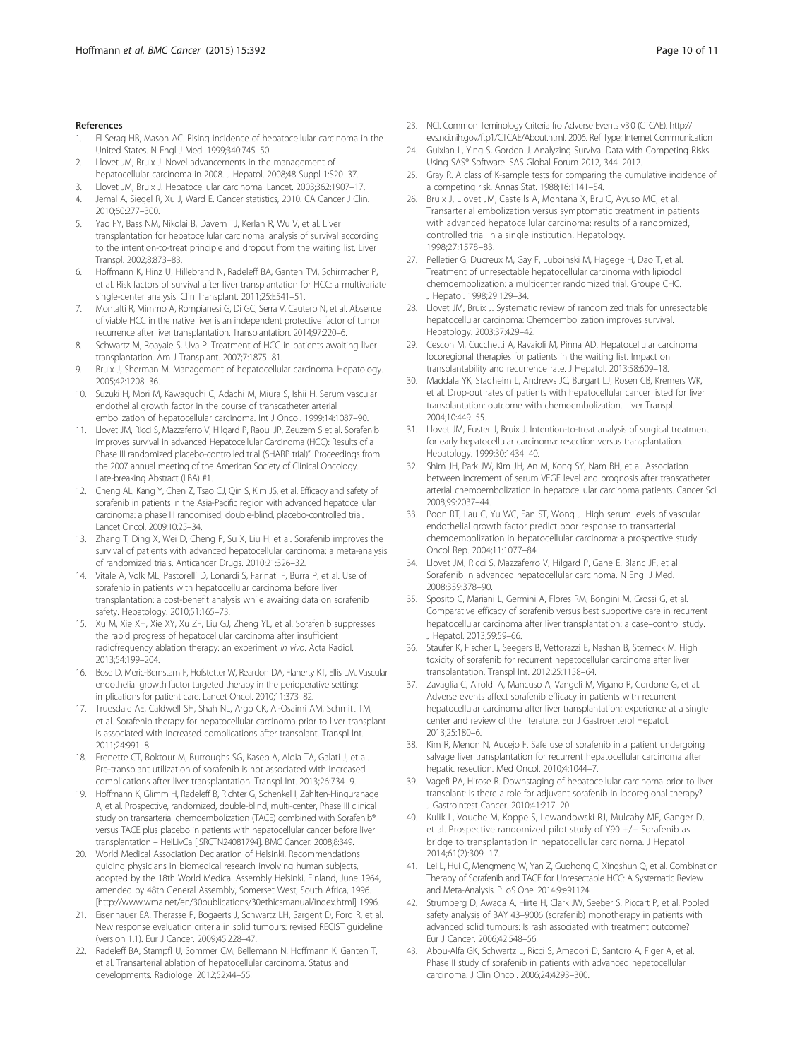## References

1. El Serag HB, Mason AC. Rising incidence of hepatocellular carcinoma in the United States. N Engl J Med. 1999;340:745–50.
2. Llovet JM, Bruix J. Novel advancements in the management of hepatocellular carcinoma in 2008. J Hepatol. 2008;48 Suppl 1:S20–37.
3. Llovet JM, Bruix J. Hepatocellular carcinoma. Lancet. 2003;362:1907–17.
4. Jemal A, Siegel R, Xu J, Ward E. Cancer statistics, 2010. CA Cancer J Clin. 2010;60:277–300.
5. Yao FY, Bass NM, Nikolai B, Davern TJ, Kerlan R, Wu V, et al. Liver transplantation for hepatocellular carcinoma: analysis of survival according to the intention-to-treat principle and dropout from the waiting list. Liver Transpl. 2002;8:873–83.
6. Hoffmann K, Hinz U, Hillebrand N, Radeleff BA, Ganten TM, Schirmacher P, et al. Risk factors of survival after liver transplantation for HCC: a multivariate single-center analysis. Clin Transplant. 2011;25:E541–51.
7. Montalti R, Mimmo A, Rompianesi G, Di GC, Serra V, Cautero N, et al. Absence of viable HCC in the native liver is an independent protective factor of tumor recurrence after liver transplantation. Transplantation. 2014;97:220–6.
8. Schwartz M, Roayaie S, Uva P. Treatment of HCC in patients awaiting liver transplantation. Am J Transplant. 2007;7:1875–81.
9. Bruix J, Sherman M. Management of hepatocellular carcinoma. Hepatology. 2005;42:1208–36.
10. Suzuki H, Mori M, Kawaguchi C, Adachi M, Miura S, Ishii H. Serum vascular endothelial growth factor in the course of transcatheter arterial embolization of hepatocellular carcinoma. Int J Oncol. 1999;14:1087–90.
11. Llovet JM, Ricci S, Mazzaferro V, Hilgard P, Raoul JP, Zeuzem S et al. Sorafenib improves survival in advanced Hepatocellular Carcinoma (HCC): Results of a Phase III randomized placebo-controlled trial (SHARP trial)". Proceedings from the 2007 annual meeting of the American Society of Clinical Oncology. Late-breaking Abstract (LBA) #1.
12. Cheng AL, Kang Y, Chen Z, Tsao CJ, Qin S, Kim JS, et al. Efficacy and safety of sorafenib in patients in the Asia-Pacific region with advanced hepatocellular carcinoma: a phase III randomised, double-blind, placebo-controlled trial. Lancet Oncol. 2009;10:25–34.
13. Zhang T, Ding X, Wei D, Cheng P, Su X, Liu H, et al. Sorafenib improves the survival of patients with advanced hepatocellular carcinoma: a meta-analysis of randomized trials. Anticancer Drugs. 2010;21:326–32.
14. Vitale A, Volk ML, Pastorelli D, Lonardi S, Farinati F, Burra P, et al. Use of sorafenib in patients with hepatocellular carcinoma before liver transplantation: a cost-benefit analysis while awaiting data on sorafenib safety. Hepatology. 2010;51:165–73.
15. Xu M, Xie XH, Xie XY, Xu ZF, Liu GJ, Zheng YL, et al. Sorafenib suppresses the rapid progress of hepatocellular carcinoma after insufficient radiofrequency ablation therapy: an experiment *in vivo*. Acta Radiol. 2013;54:199–204.
16. Bose D, Meric-Bernstam F, Hofstetter W, Reardon DA, Flaherty KT, Ellis LM. Vascular endothelial growth factor targeted therapy in the perioperative setting: implications for patient care. Lancet Oncol. 2010;11:373–82.
17. Truesdale AE, Caldwell SH, Shah NL, Argo CK, Al-Osaimi AM, Schmitt TM, et al. Sorafenib therapy for hepatocellular carcinoma prior to liver transplant is associated with increased complications after transplant. Transpl Int. 2011;24:991–8.
18. Frenette CT, Boktour M, Burroughs SG, Kaseb A, Aloia TA, Galati J, et al. Pre-transplant utilization of sorafenib is not associated with increased complications after liver transplantation. Transpl Int. 2013;26:734–9.
19. Hoffmann K, Glimm H, Radeleff B, Richter G, Schenkel I, Zahlten-Hinguranage A, et al. Prospective, randomized, double-blind, multi-center, Phase III clinical study on transarterial chemoembolization (TACE) combined with Sorafenib® versus TACE plus placebo in patients with hepatocellular cancer before liver transplantation – HeiLivCa [ISRCTN24081794]. BMC Cancer. 2008;8:349.
20. World Medical Association Declaration of Helsinki. Recommendations guiding physicians in biomedical research involving human subjects, adopted by the 18th World Medical Assembly Helsinki, Finland, June 1964, amended by 48th General Assembly, Somerset West, South Africa, 1996. [http://www.wma.net/en/30publications/30ethicsmanual/index.html] 1996.
21. Eisenhauer EA, Therasse P, Bogaerts J, Schwartz LH, Sargent D, Ford R, et al. New response evaluation criteria in solid tumours: revised RECIST guideline (version 1.1). Eur J Cancer. 2009;45:228–47.
22. Radeleff BA, Stampfl U, Sommer CM, Bellemann N, Hoffmann K, Ganten T, et al. Transarterial ablation of hepatocellular carcinoma. Status and developments. Radiologe. 2012;52:44–55.
23. NCI. Common Teminology Criteria fro Adverse Events v3.0 (CTCAE). http://evs.nci.nih.gov/ftp1/CTCAE/About.html. 2006. Ref Type: Internet Communication
24. Guixian L, Ying S, Gordon J. Analyzing Survival Data with Competing Risks Using SAS® Software. SAS Global Forum 2012, 344–2012.
25. Gray R. A class of K-sample tests for comparing the cumulative incidence of a competing risk. Annas Stat. 1988;16:1141–54.
26. Bruix J, Llovet JM, Castells A, Montana X, Bru C, Ayuso MC, et al. Transarterial embolization versus symptomatic treatment in patients with advanced hepatocellular carcinoma: results of a randomized, controlled trial in a single institution. Hepatology. 1998;27:1578–83.
27. Pelletier G, Ducreux M, Gay F, Luboinski M, Hagege H, Dao T, et al. Treatment of unresectable hepatocellular carcinoma with lipiodol chemoembolization: a multicenter randomized trial. Groupe CHC. J Hepatol. 1998;29:129–34.
28. Llovet JM, Bruix J. Systematic review of randomized trials for unresectable hepatocellular carcinoma: Chemoembolization improves survival. Hepatology. 2003;37:429–42.
29. Cescon M, Cucchetti A, Ravaioli M, Pinna AD. Hepatocellular carcinoma locoregional therapies for patients in the waiting list. Impact on transplantability and recurrence rate. J Hepatol. 2013;58:609–18.
30. Maddala YK, Stadheim L, Andrews JC, Burgart LJ, Rosen CB, Kremers WK, et al. Drop-out rates of patients with hepatocellular cancer listed for liver transplantation: outcome with chemoembolization. Liver Transpl. 2004;10:449–55.
31. Llovet JM, Fuster J, Bruix J. Intention-to-treat analysis of surgical treatment for early hepatocellular carcinoma: resection versus transplantation. Hepatology. 1999;30:1434–40.
32. Shim JH, Park JW, Kim JH, An M, Kong SY, Nam BH, et al. Association between increment of serum VEGF level and prognosis after transcatheter arterial chemoembolization in hepatocellular carcinoma patients. Cancer Sci. 2008;99:2037–44.
33. Poon RT, Lau C, Yu WC, Fan ST, Wong J. High serum levels of vascular endothelial growth factor predict poor response to transarterial chemoembolization in hepatocellular carcinoma: a prospective study. Oncol Rep. 2004;11:1077–84.
34. Llovet JM, Ricci S, Mazzaferro V, Hilgard P, Gane E, Blanc JF, et al. Sorafenib in advanced hepatocellular carcinoma. N Engl J Med. 2008;359:378–90.
35. Sposito C, Mariani L, Germini A, Flores RM, Bongini M, Grossi G, et al. Comparative efficacy of sorafenib versus best supportive care in recurrent hepatocellular carcinoma after liver transplantation: a case–control study. J Hepatol. 2013;59:59–66.
36. Staufer K, Fischer L, Seegers B, Vettorazzi E, Nashan B, Sterneck M. High toxicity of sorafenib for recurrent hepatocellular carcinoma after liver transplantation. Transpl Int. 2012;25:1158–64.
37. Zavaglia C, Airoldi A, Mancuso A, Vangeli M, Vigano R, Cordone G, et al. Adverse events affect sorafenib efficacy in patients with recurrent hepatocellular carcinoma after liver transplantation: experience at a single center and review of the literature. Eur J Gastroenterol Hepatol. 2013;25:180–6.
38. Kim R, Menon N, Aucejo F. Safe use of sorafenib in a patient undergoing salvage liver transplantation for recurrent hepatocellular carcinoma after hepatic resection. Med Oncol. 2010;4:1044–7.
39. Vagefi PA, Hirose R. Downstaging of hepatocellular carcinoma prior to liver transplant: is there a role for adjuvant sorafenib in locoregional therapy? J Gastrointest Cancer. 2010;41:217–20.
40. Kulik L, Vouche M, Koppe S, Lewandowski RJ, Mulcahy MF, Ganger D, et al. Prospective randomized pilot study of Y90 +/− Sorafenib as bridge to transplantation in hepatocellular carcinoma. J Hepatol. 2014;61(2):309–17.
41. Lei L, Hui C, Mengmeng W, Yan Z, Guohong C, Xingshun Q, et al. Combination Therapy of Sorafenib and TACE for Unresectable HCC: A Systematic Review and Meta-Analysis. PLoS One. 2014;9:e91124.
42. Strumberg D, Awada A, Hirte H, Clark JW, Seeber S, Piccart P, et al. Pooled safety analysis of BAY 43–9006 (sorafenib) monotherapy in patients with advanced solid tumours: Is rash associated with treatment outcome? Eur J Cancer. 2006;42:548–56.
43. Abou-Alfa GK, Schwartz L, Ricci S, Amadori D, Santoro A, Figer A, et al. Phase II study of sorafenib in patients with advanced hepatocellular carcinoma. J Clin Oncol. 2006;24:4293–300.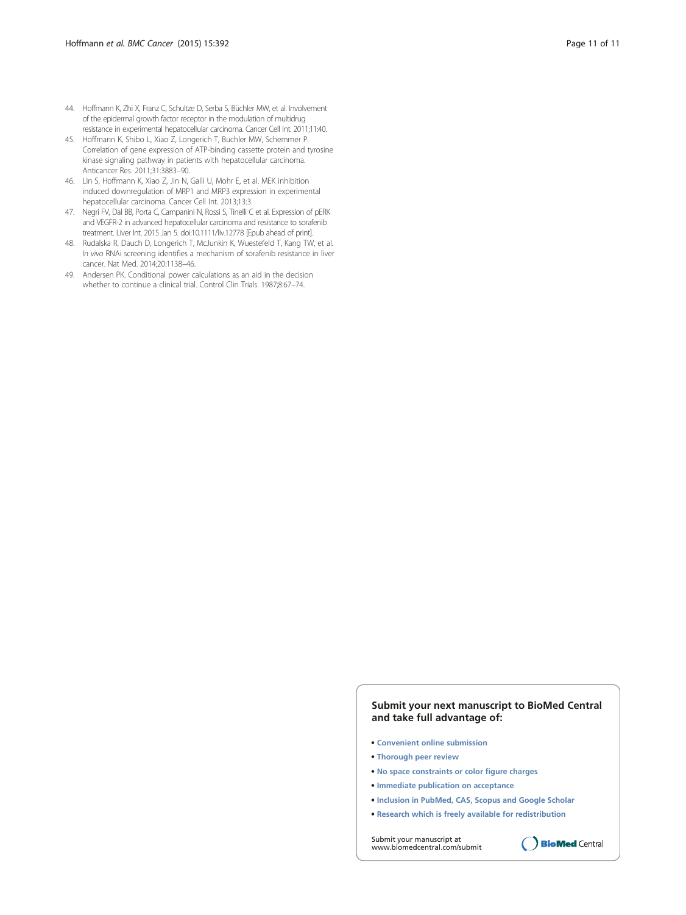44. Hoffmann K, Zhi X, Franz C, Schultze D, Serba S, Büchler MW, et al. Involvement of the epidermal growth factor receptor in the modulation of multidrug resistance in experimental hepatocellular carcinoma. Cancer Cell Int. 2011;11:40.
45. Hoffmann K, Shibo L, Xiao Z, Longerich T, Buchler MW, Schemmer P. Correlation of gene expression of ATP-binding cassette protein and tyrosine kinase signaling pathway in patients with hepatocellular carcinoma. Anticancer Res. 2011;31:3883–90.
46. Lin S, Hoffmann K, Xiao Z, Jin N, Galli U, Mohr E, et al. MEK inhibition induced downregulation of MRP1 and MRP3 expression in experimental hepatocellular carcinoma. Cancer Cell Int. 2013;13:3.
47. Negri FV, Dal BB, Porta C, Campanini N, Rossi S, Tinelli C et al. Expression of pERK and VEGFR-2 in advanced hepatocellular carcinoma and resistance to sorafenib treatment. Liver Int. 2015 Jan 5. doi:10.1111/liv.12778 [Epub ahead of print].
48. Rudalska R, Dauch D, Longerich T, McJunkin K, Wuestefeld T, Kang TW, et al. *In vivo* RNAi screening identifies a mechanism of sorafenib resistance in liver cancer. Nat Med. 2014;20:1138–46.
49. Andersen PK. Conditional power calculations as an aid in the decision whether to continue a clinical trial. Control Clin Trials. 1987;8:67–74.

**Submit your next manuscript to BioMed Central and take full advantage of:**

- **Convenient online submission**
- **Thorough peer review**
- **No space constraints or color figure charges**
- **Immediate publication on acceptance**
- **Inclusion in PubMed, CAS, Scopus and Google Scholar**
- **Research which is freely available for redistribution**

Submit your manuscript at
www.biomedcentral.com/submit

BioMed Central